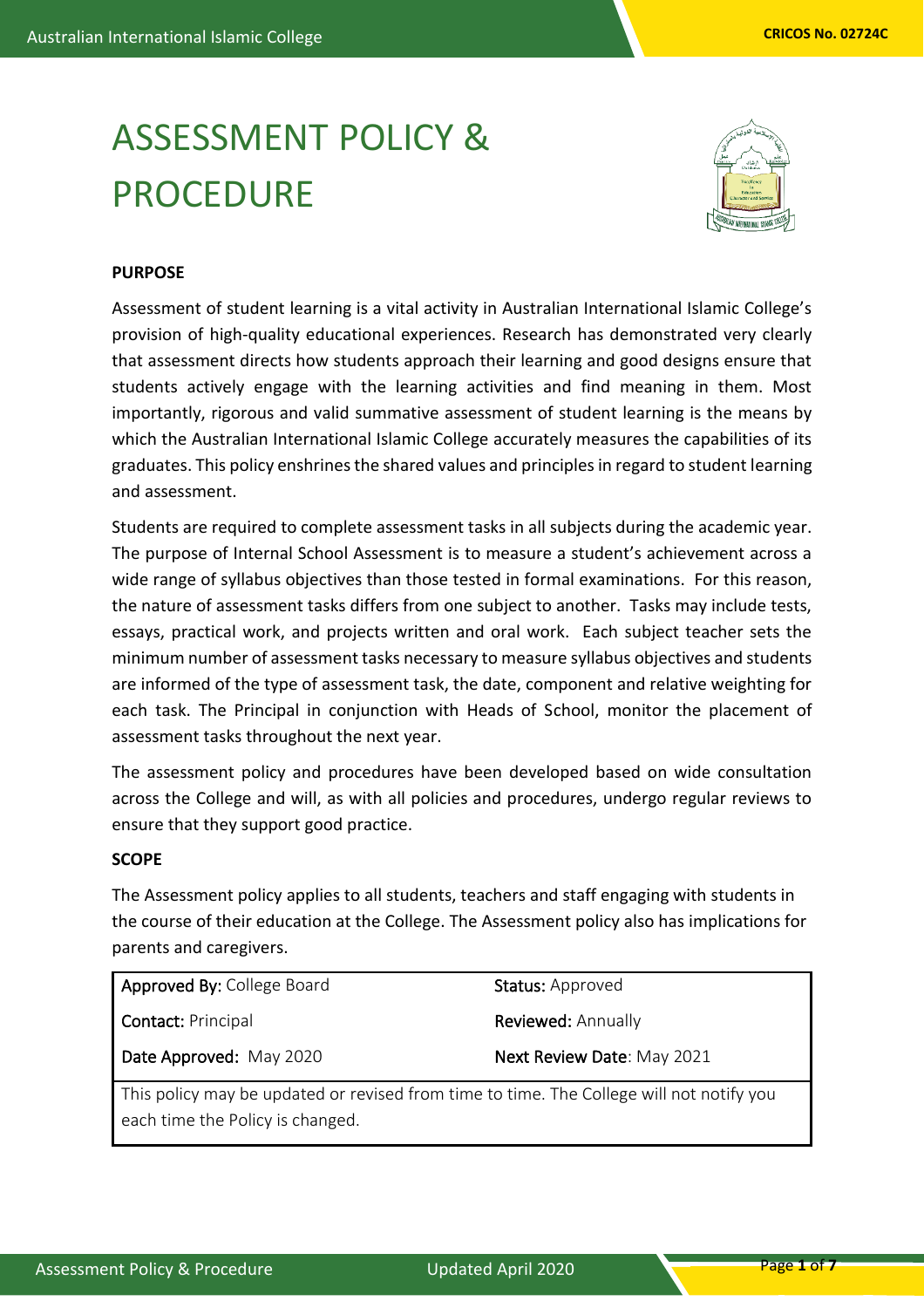# ASSESSMENT POLICY & PROCEDURE

**PURPOSE**

Assessment of student learning is a vital activity in Australian International Islamic College's provision of high-quality educational experiences. Research has demonstrated very clearly that assessment directs how students approach their learning and good designs ensure that students actively engage with the learning activities and find meaning in them. Most importantly, rigorous and valid summative assessment of student learning is the means by which the Australian International Islamic College accurately measures the capabilities of its graduates. This policy enshrines the shared values and principles in regard to student learning and assessment.

Students are required to complete assessment tasks in all subjects during the academic year. The purpose of Internal School Assessment is to measure a student's achievement across a wide range of syllabus objectives than those tested in formal examinations. For this reason, the nature of assessment tasks differs from one subject to another. Tasks may include tests, essays, practical work, and projects written and oral work. Each subject teacher sets the minimum number of assessment tasks necessary to measure syllabus objectives and students are informed of the type of assessment task, the date, component and relative weighting for each task. The Principal in conjunction with Heads of School, monitor the placement of assessment tasks throughout the next year.

The assessment policy and procedures have been developed based on wide consultation across the College and will, as with all policies and procedures, undergo regular reviews to ensure that they support good practice.

**SCOPE**

The Assessment policy applies to all students, teachers and staff engaging with students in the course of their education at the College. The Assessment policy also has implications for parents and caregivers.

| | |
|---|---|
| **Approved By:** College Board | **Status:** Approved |
| **Contact:** Principal | **Reviewed:** Annually |
| **Date Approved:** May 2020 | **Next Review Date**: May 2021 |
| This policy may be updated or revised from time to time. The College will not notify you each time the Policy is changed. | |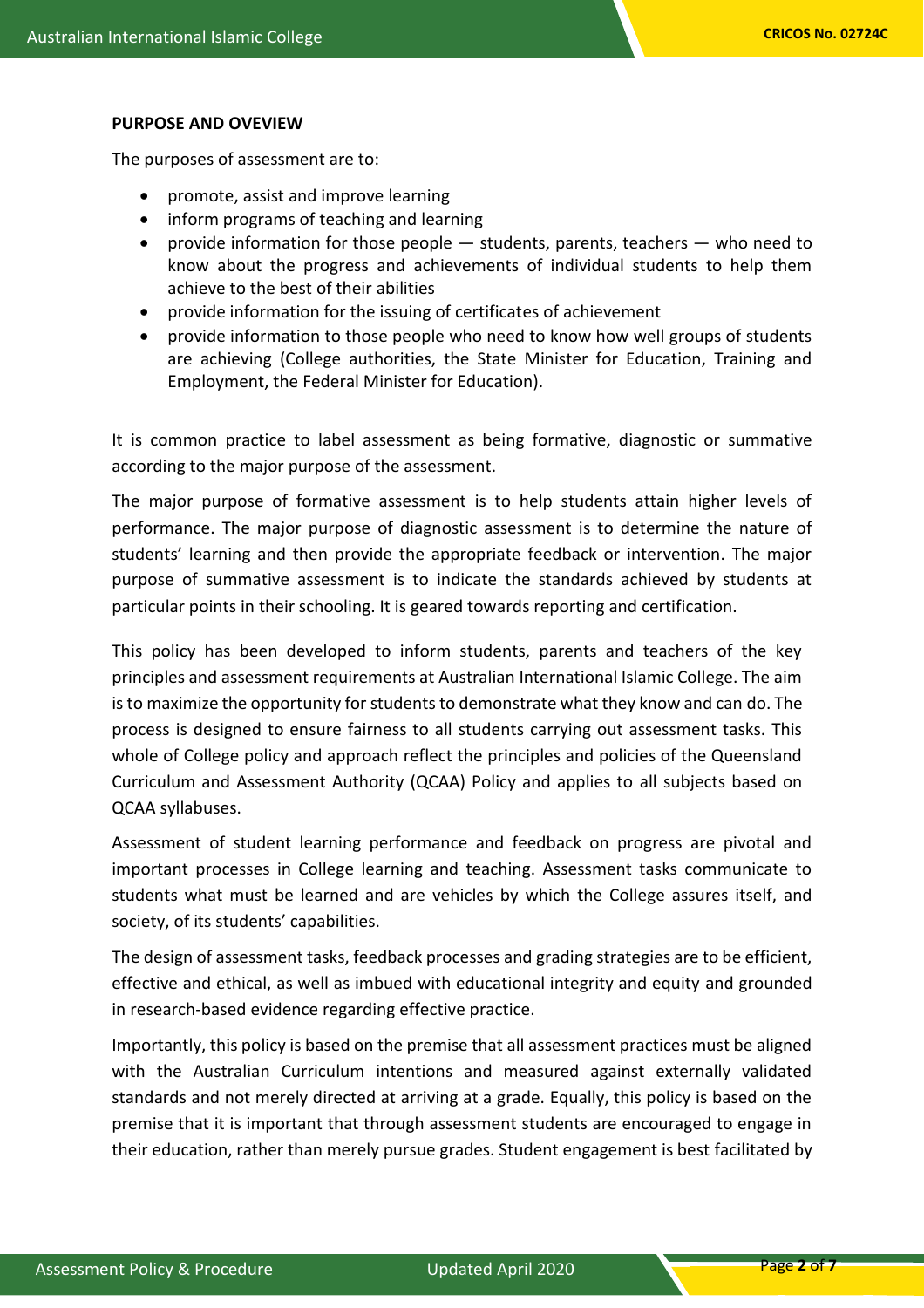## PURPOSE AND OVEVIEW

The purposes of assessment are to:

- promote, assist and improve learning
- inform programs of teaching and learning
- provide information for those people — students, parents, teachers — who need to know about the progress and achievements of individual students to help them achieve to the best of their abilities
- provide information for the issuing of certificates of achievement
- provide information to those people who need to know how well groups of students are achieving (College authorities, the State Minister for Education, Training and Employment, the Federal Minister for Education).

It is common practice to label assessment as being formative, diagnostic or summative according to the major purpose of the assessment.

The major purpose of formative assessment is to help students attain higher levels of performance. The major purpose of diagnostic assessment is to determine the nature of students' learning and then provide the appropriate feedback or intervention. The major purpose of summative assessment is to indicate the standards achieved by students at particular points in their schooling. It is geared towards reporting and certification.

This policy has been developed to inform students, parents and teachers of the key principles and assessment requirements at Australian International Islamic College. The aim is to maximize the opportunity for students to demonstrate what they know and can do. The process is designed to ensure fairness to all students carrying out assessment tasks. This whole of College policy and approach reflect the principles and policies of the Queensland Curriculum and Assessment Authority (QCAA) Policy and applies to all subjects based on QCAA syllabuses.

Assessment of student learning performance and feedback on progress are pivotal and important processes in College learning and teaching. Assessment tasks communicate to students what must be learned and are vehicles by which the College assures itself, and society, of its students' capabilities.

The design of assessment tasks, feedback processes and grading strategies are to be efficient, effective and ethical, as well as imbued with educational integrity and equity and grounded in research-based evidence regarding effective practice.

Importantly, this policy is based on the premise that all assessment practices must be aligned with the Australian Curriculum intentions and measured against externally validated standards and not merely directed at arriving at a grade. Equally, this policy is based on the premise that it is important that through assessment students are encouraged to engage in their education, rather than merely pursue grades. Student engagement is best facilitated by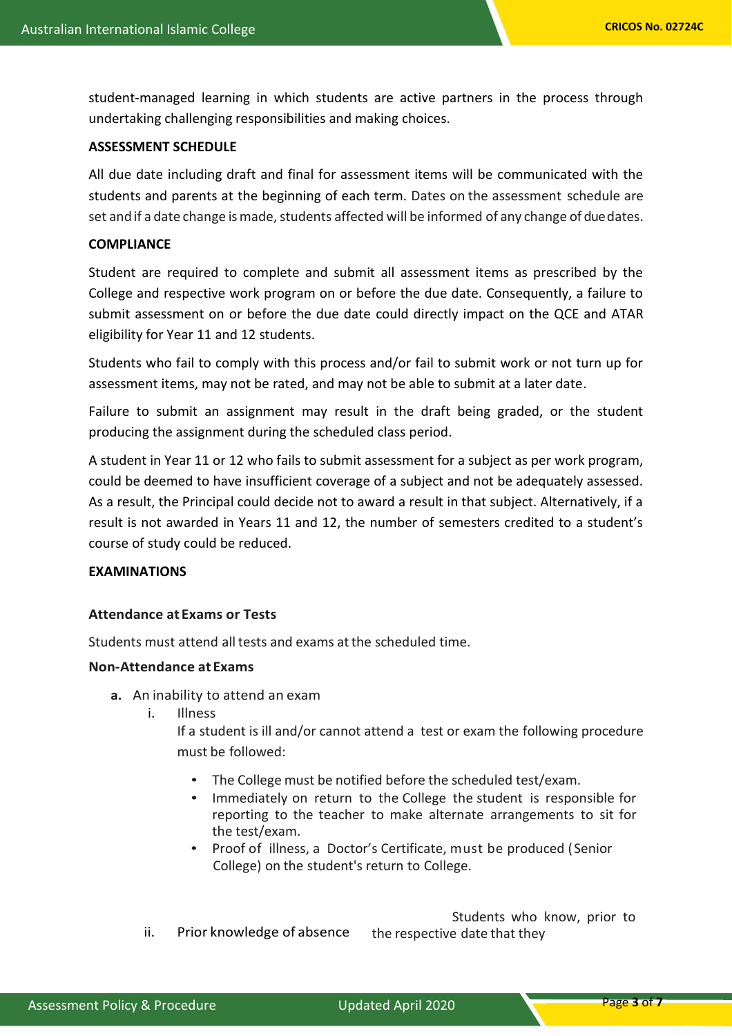student-managed learning in which students are active partners in the process through undertaking challenging responsibilities and making choices.

**ASSESSMENT SCHEDULE**

All due date including draft and final for assessment items will be communicated with the students and parents at the beginning of each term. Dates on the assessment schedule are set and if a date change is made, students affected will be informed of any change of due dates.

**COMPLIANCE**

Student are required to complete and submit all assessment items as prescribed by the College and respective work program on or before the due date. Consequently, a failure to submit assessment on or before the due date could directly impact on the QCE and ATAR eligibility for Year 11 and 12 students.

Students who fail to comply with this process and/or fail to submit work or not turn up for assessment items, may not be rated, and may not be able to submit at a later date.

Failure to submit an assignment may result in the draft being graded, or the student producing the assignment during the scheduled class period.

A student in Year 11 or 12 who fails to submit assessment for a subject as per work program, could be deemed to have insufficient coverage of a subject and not be adequately assessed. As a result, the Principal could decide not to award a result in that subject. Alternatively, if a result is not awarded in Years 11 and 12, the number of semesters credited to a student's course of study could be reduced.

**EXAMINATIONS**

**Attendance at Exams or Tests**

Students must attend all tests and exams at the scheduled time.

**Non-Attendance at Exams**

**a.** An inability to attend an exam

  i. Illness

  If a student is ill and/or cannot attend a test or exam the following procedure must be followed:

  - The College must be notified before the scheduled test/exam.
  - Immediately on return to the College the student is responsible for reporting to the teacher to make alternate arrangements to sit for the test/exam.
  - Proof of illness, a Doctor's Certificate, must be produced (Senior College) on the student's return to College.

  ii. Prior knowledge of absence

  Students who know, prior to the respective date that they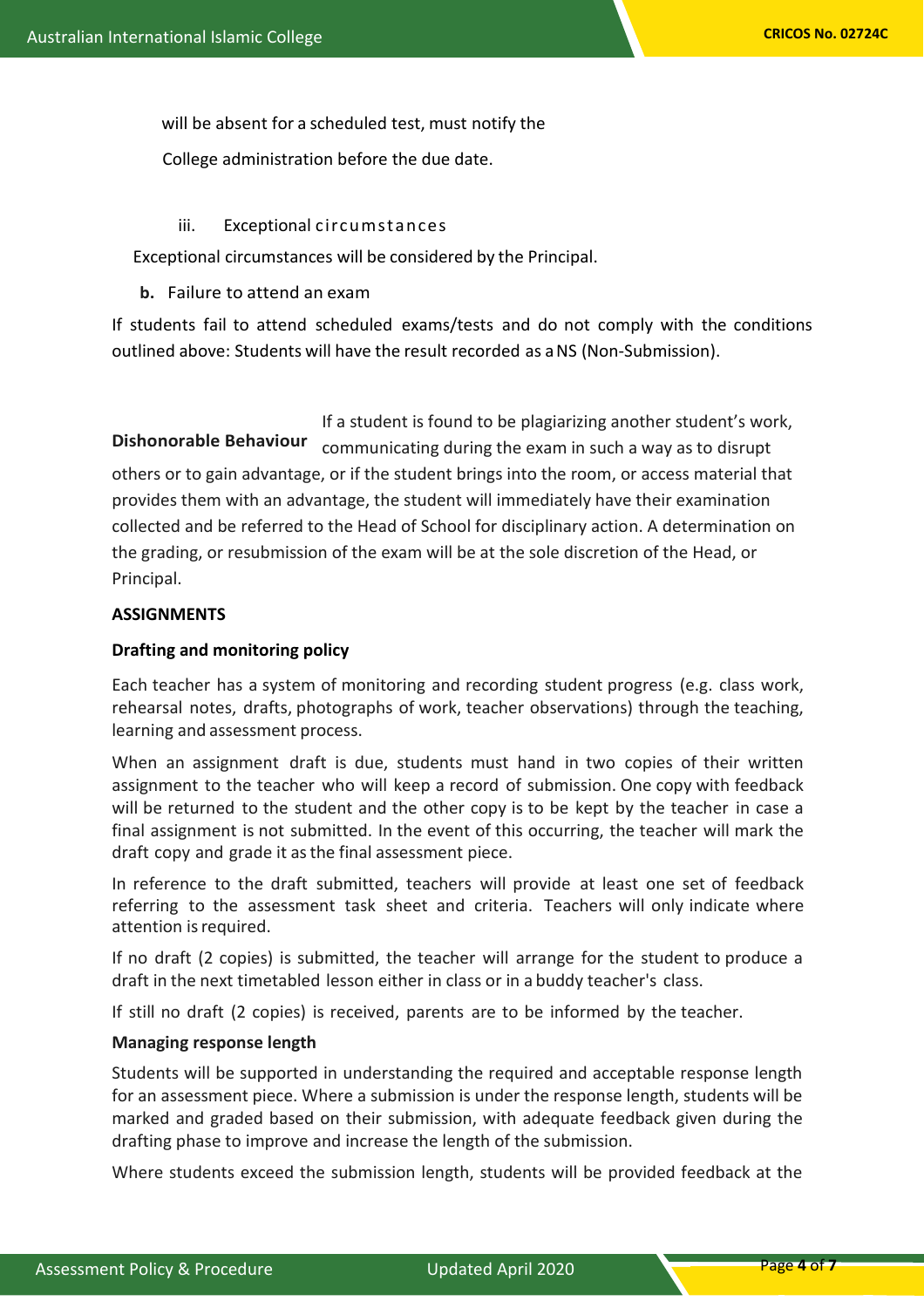will be absent for a scheduled test, must notify the College administration before the due date.

iii. Exceptional circumstances

Exceptional circumstances will be considered by the Principal.

**b.** Failure to attend an exam

If students fail to attend scheduled exams/tests and do not comply with the conditions outlined above: Students will have the result recorded as a NS (Non-Submission).

**Dishonorable Behaviour** If a student is found to be plagiarizing another student's work, communicating during the exam in such a way as to disrupt others or to gain advantage, or if the student brings into the room, or access material that provides them with an advantage, the student will immediately have their examination collected and be referred to the Head of School for disciplinary action. A determination on the grading, or resubmission of the exam will be at the sole discretion of the Head, or Principal.

**ASSIGNMENTS**

**Drafting and monitoring policy**

Each teacher has a system of monitoring and recording student progress (e.g. class work, rehearsal notes, drafts, photographs of work, teacher observations) through the teaching, learning and assessment process.

When an assignment draft is due, students must hand in two copies of their written assignment to the teacher who will keep a record of submission. One copy with feedback will be returned to the student and the other copy is to be kept by the teacher in case a final assignment is not submitted. In the event of this occurring, the teacher will mark the draft copy and grade it as the final assessment piece.

In reference to the draft submitted, teachers will provide at least one set of feedback referring to the assessment task sheet and criteria. Teachers will only indicate where attention is required.

If no draft (2 copies) is submitted, the teacher will arrange for the student to produce a draft in the next timetabled lesson either in class or in a buddy teacher's class.

If still no draft (2 copies) is received, parents are to be informed by the teacher.

**Managing response length**

Students will be supported in understanding the required and acceptable response length for an assessment piece. Where a submission is under the response length, students will be marked and graded based on their submission, with adequate feedback given during the drafting phase to improve and increase the length of the submission.

Where students exceed the submission length, students will be provided feedback at the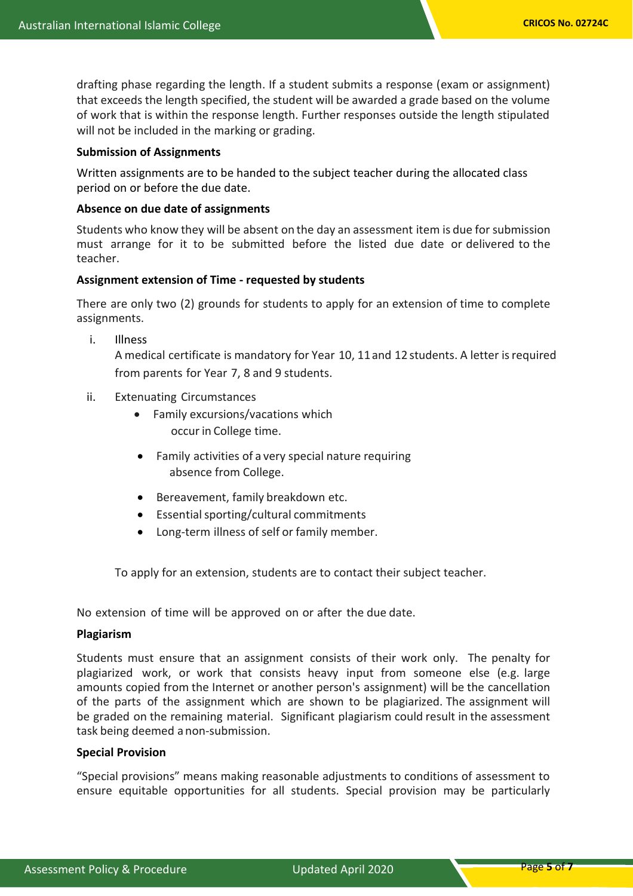drafting phase regarding the length. If a student submits a response (exam or assignment) that exceeds the length specified, the student will be awarded a grade based on the volume of work that is within the response length. Further responses outside the length stipulated will not be included in the marking or grading.

**Submission of Assignments**

Written assignments are to be handed to the subject teacher during the allocated class period on or before the due date.

**Absence on due date of assignments**

Students who know they will be absent on the day an assessment item is due for submission must arrange for it to be submitted before the listed due date or delivered to the teacher.

**Assignment extension of Time - requested by students**

There are only two (2) grounds for students to apply for an extension of time to complete assignments.

i. Illness
   A medical certificate is mandatory for Year 10, 11 and 12 students. A letter is required from parents for Year 7, 8 and 9 students.

ii. Extenuating Circumstances
   - Family excursions/vacations which occur in College time.
   - Family activities of a very special nature requiring absence from College.
   - Bereavement, family breakdown etc.
   - Essential sporting/cultural commitments
   - Long-term illness of self or family member.

   To apply for an extension, students are to contact their subject teacher.

No extension of time will be approved on or after the due date.

**Plagiarism**

Students must ensure that an assignment consists of their work only. The penalty for plagiarized work, or work that consists heavy input from someone else (e.g. large amounts copied from the Internet or another person's assignment) will be the cancellation of the parts of the assignment which are shown to be plagiarized. The assignment will be graded on the remaining material. Significant plagiarism could result in the assessment task being deemed a non-submission.

**Special Provision**

"Special provisions" means making reasonable adjustments to conditions of assessment to ensure equitable opportunities for all students. Special provision may be particularly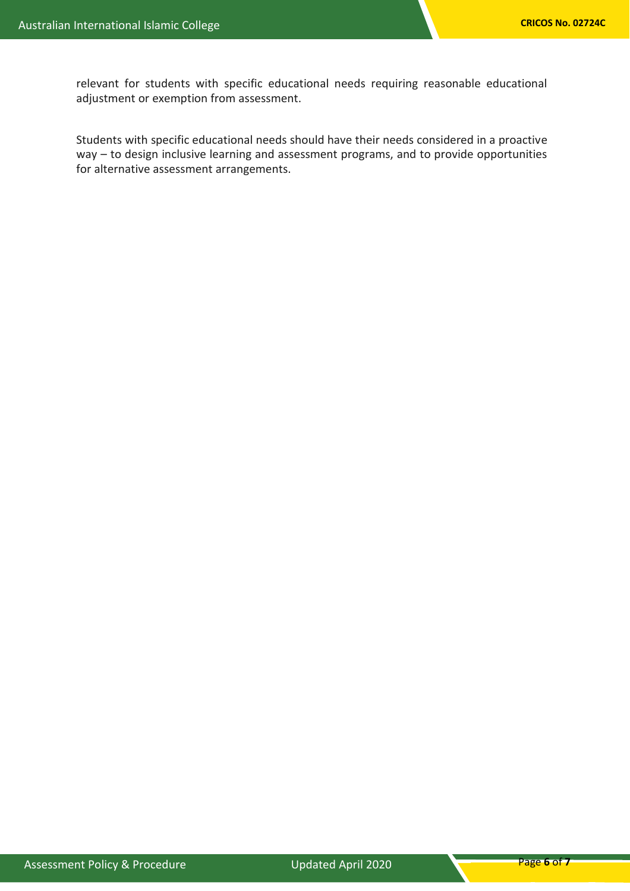relevant for students with specific educational needs requiring reasonable educational adjustment or exemption from assessment.

Students with specific educational needs should have their needs considered in a proactive way – to design inclusive learning and assessment programs, and to provide opportunities for alternative assessment arrangements.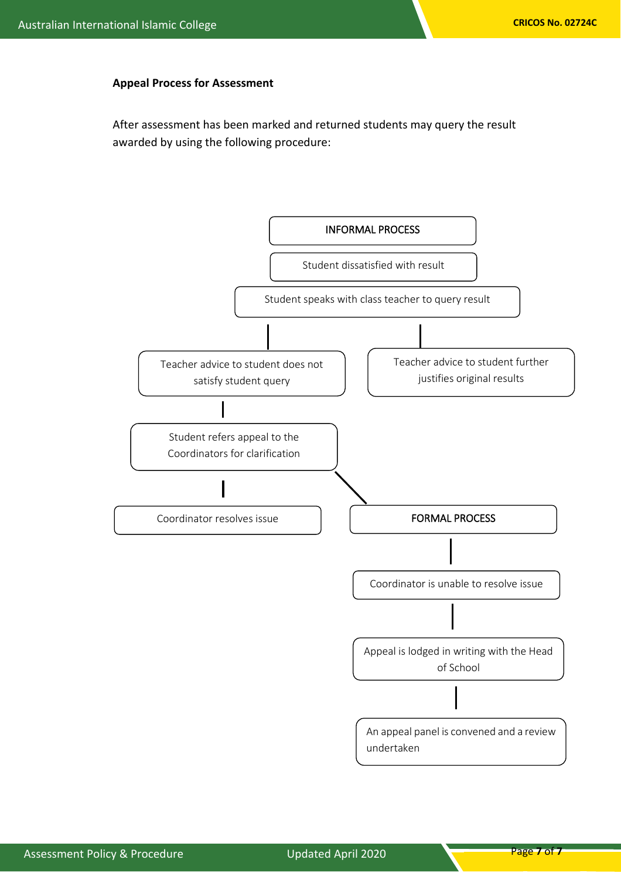**Appeal Process for Assessment**

After assessment has been marked and returned students may query the result awarded by using the following procedure:

INFORMAL PROCESS

Student dissatisfied with result

Student speaks with class teacher to query result

Teacher advice to student does not satisfy student query

Teacher advice to student further justifies original results

Student refers appeal to the Coordinators for clarification

Coordinator resolves issue

FORMAL PROCESS

Coordinator is unable to resolve issue

Appeal is lodged in writing with the Head of School

An appeal panel is convened and a review undertaken